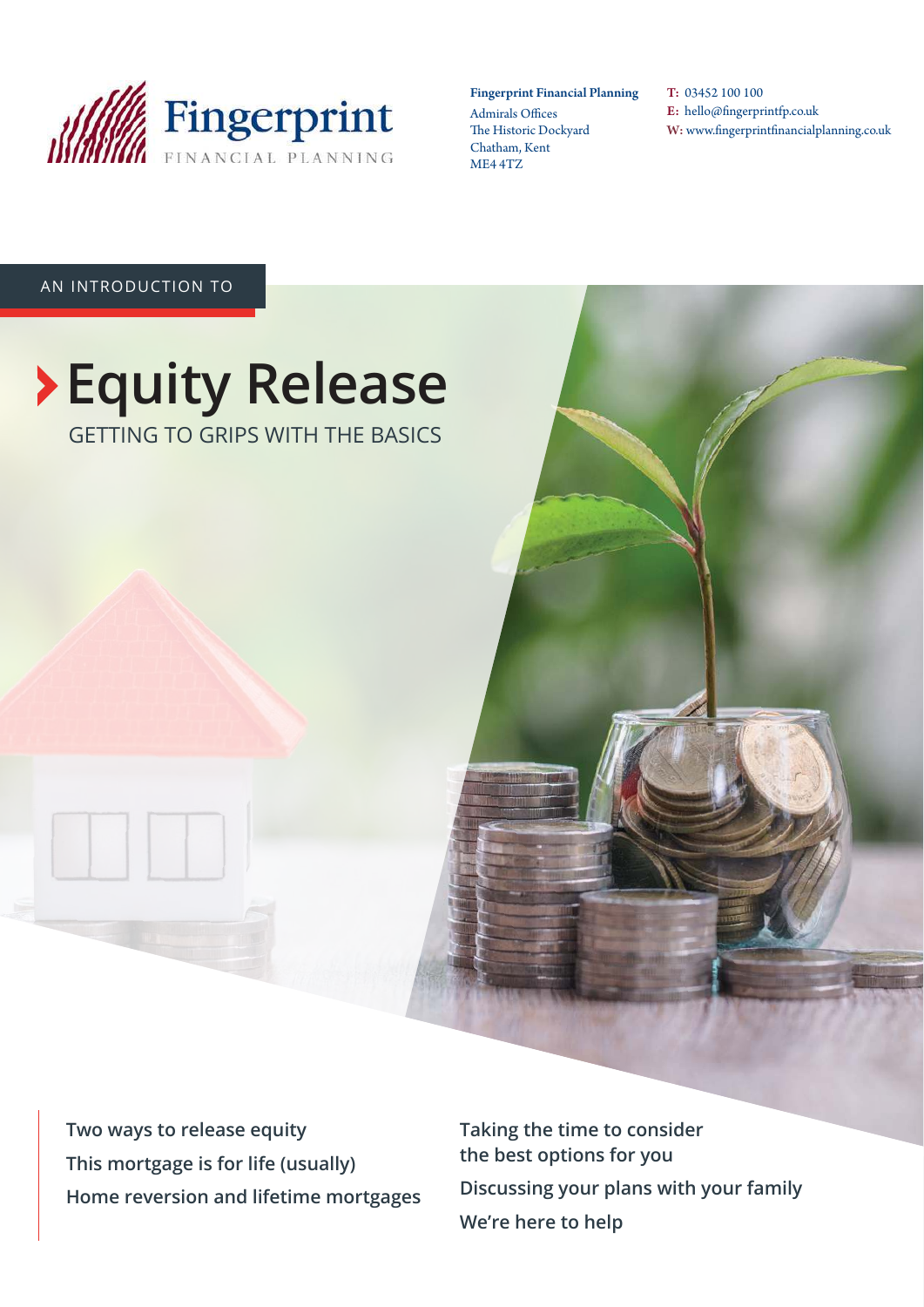Fingerprint FINANCIAL PLANNING

**Fingerprint Financial Planning**
Admirals Offices
The Historic Dockyard
Chatham, Kent
ME4 4TZ

**T:** 03452 100 100
**E:** hello@fingerprintfp.co.uk
**W:** www.fingerprintfinancialplanning.co.uk

AN INTRODUCTION TO

# Equity Release

## GETTING TO GRIPS WITH THE BASICS

**Two ways to release equity**
**This mortgage is for life (usually)**
**Home reversion and lifetime mortgages**
**Taking the time to consider the best options for you**
**Discussing your plans with your family**
**We're here to help**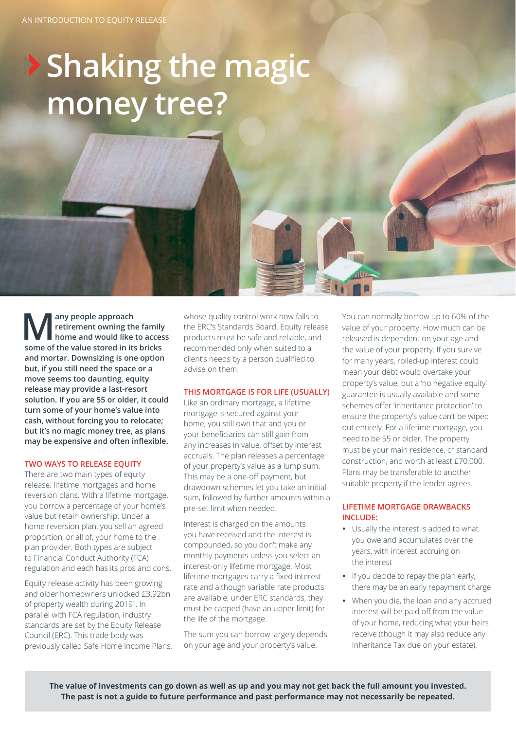# Shaking the magic money tree?

**Many people approach retirement owning the family home and would like to access some of the value stored in its bricks and mortar. Downsizing is one option but, if you still need the space or a move seems too daunting, equity release may provide a last-resort solution. If you are 55 or older, it could turn some of your home's value into cash, without forcing you to relocate; but it's no magic money tree, as plans may be expensive and often inflexible.**

## TWO WAYS TO RELEASE EQUITY

There are two main types of equity release: lifetime mortgages and home reversion plans. With a lifetime mortgage, you borrow a percentage of your home's value but retain ownership. Under a home reversion plan, you sell an agreed proportion, or all of, your home to the plan provider. Both types are subject to Financial Conduct Authority (FCA) regulation and each has its pros and cons.

Equity release activity has been growing and older homeowners unlocked £3.92bn of property wealth during 2019[1]. In parallel with FCA regulation, industry standards are set by the Equity Release Council (ERC). This trade body was previously called Safe Home Income Plans, whose quality control work now falls to the ERC's Standards Board. Equity release products must be safe and reliable, and recommended only when suited to a client's needs by a person qualified to advise on them.

## THIS MORTGAGE IS FOR LIFE (USUALLY)

Like an ordinary mortgage, a lifetime mortgage is secured against your home; you still own that and you or your beneficiaries can still gain from any increases in value, offset by interest accruals. The plan releases a percentage of your property's value as a lump sum. This may be a one-off payment, but drawdown schemes let you take an initial sum, followed by further amounts within a pre-set limit when needed.

Interest is charged on the amounts you have received and the interest is compounded, so you don't make any monthly payments unless you select an interest-only lifetime mortgage. Most lifetime mortgages carry a fixed interest rate and although variable rate products are available, under ERC standards, they must be capped (have an upper limit) for the life of the mortgage.

The sum you can borrow largely depends on your age and your property's value.

You can normally borrow up to 60% of the value of your property. How much can be released is dependent on your age and the value of your property. If you survive for many years, rolled-up interest could mean your debt would overtake your property's value, but a 'no negative equity' guarantee is usually available and some schemes offer 'inheritance protection' to ensure the property's value can't be wiped out entirely. For a lifetime mortgage, you need to be 55 or older. The property must be your main residence, of standard construction, and worth at least £70,000. Plans may be transferable to another suitable property if the lender agrees.

## LIFETIME MORTGAGE DRAWBACKS INCLUDE:

- Usually the interest is added to what you owe and accumulates over the years, with interest accruing on the interest
- If you decide to repay the plan early, there may be an early repayment charge
- When you die, the loan and any accrued interest will be paid off from the value of your home, reducing what your heirs receive (though it may also reduce any Inheritance Tax due on your estate).

**The value of investments can go down as well as up and you may not get back the full amount you invested. The past is not a guide to future performance and past performance may not necessarily be repeated.**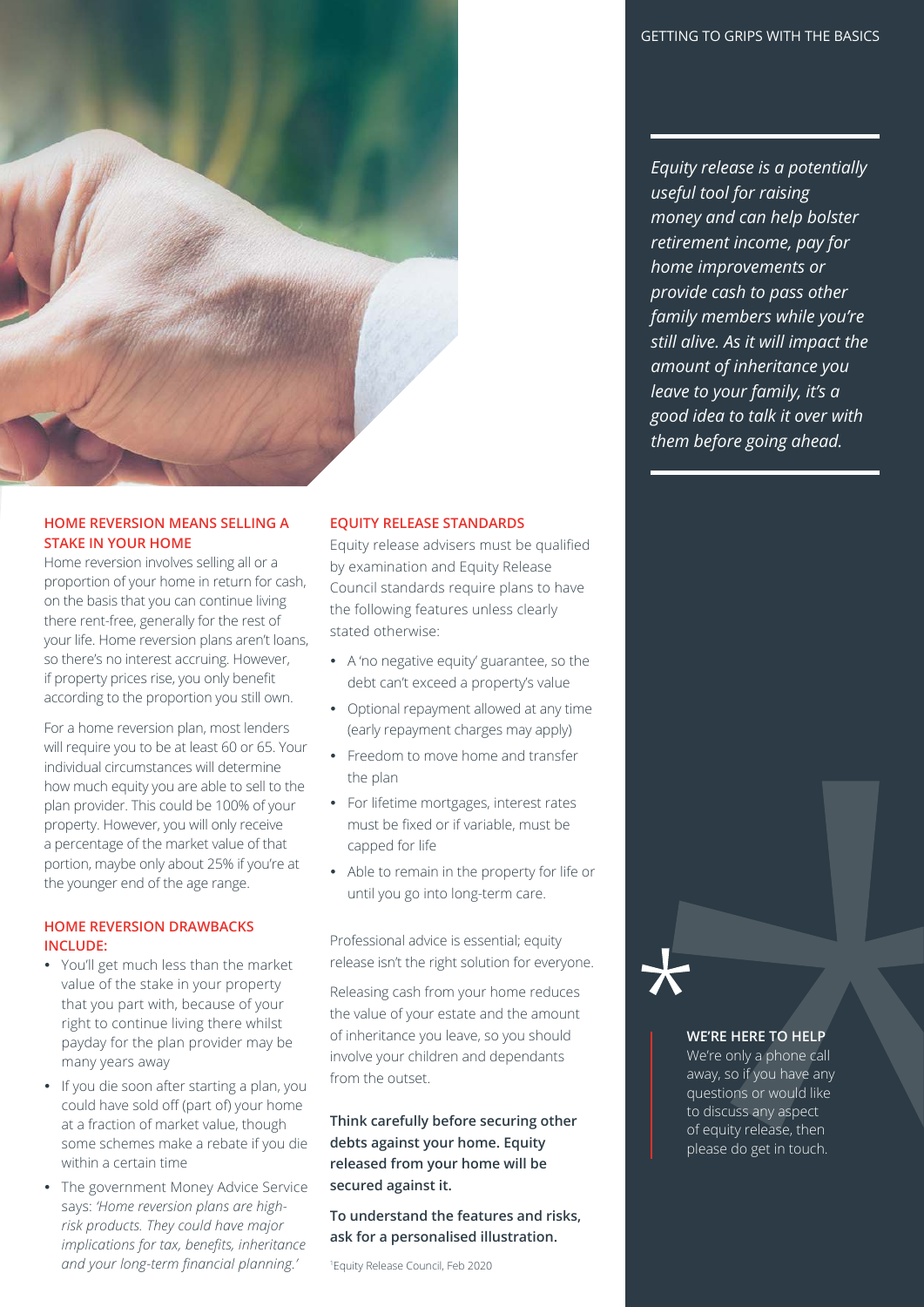## HOME REVERSION MEANS SELLING A STAKE IN YOUR HOME

Home reversion involves selling all or a proportion of your home in return for cash, on the basis that you can continue living there rent-free, generally for the rest of your life. Home reversion plans aren't loans, so there's no interest accruing. However, if property prices rise, you only benefit according to the proportion you still own.

For a home reversion plan, most lenders will require you to be at least 60 or 65. Your individual circumstances will determine how much equity you are able to sell to the plan provider. This could be 100% of your property. However, you will only receive a percentage of the market value of that portion, maybe only about 25% if you're at the younger end of the age range.

## HOME REVERSION DRAWBACKS INCLUDE:

- You'll get much less than the market value of the stake in your property that you part with, because of your right to continue living there whilst payday for the plan provider may be many years away
- If you die soon after starting a plan, you could have sold off (part of) your home at a fraction of market value, though some schemes make a rebate if you die within a certain time
- The government Money Advice Service says: *'Home reversion plans are high-risk products. They could have major implications for tax, benefits, inheritance and your long-term financial planning.'*

## EQUITY RELEASE STANDARDS

Equity release advisers must be qualified by examination and Equity Release Council standards require plans to have the following features unless clearly stated otherwise:

- A 'no negative equity' guarantee, so the debt can't exceed a property's value
- Optional repayment allowed at any time (early repayment charges may apply)
- Freedom to move home and transfer the plan
- For lifetime mortgages, interest rates must be fixed or if variable, must be capped for life
- Able to remain in the property for life or until you go into long-term care.

Professional advice is essential; equity release isn't the right solution for everyone.

Releasing cash from your home reduces the value of your estate and the amount of inheritance you leave, so you should involve your children and dependants from the outset.

**Think carefully before securing other debts against your home. Equity released from your home will be secured against it.**

**To understand the features and risks, ask for a personalised illustration.**

[1]Equity Release Council, Feb 2020

*Equity release is a potentially useful tool for raising money and can help bolster retirement income, pay for home improvements or provide cash to pass other family members while you're still alive. As it will impact the amount of inheritance you leave to your family, it's a good idea to talk it over with them before going ahead.*

**WE'RE HERE TO HELP**

We're only a phone call away, so if you have any questions or would like to discuss any aspect of equity release, then please do get in touch.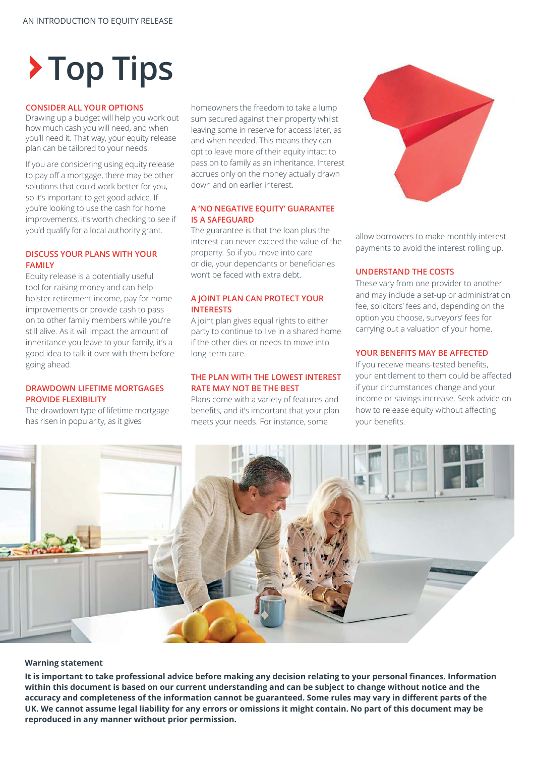# Top Tips

### CONSIDER ALL YOUR OPTIONS

Drawing up a budget will help you work out how much cash you will need, and when you'll need it. That way, your equity release plan can be tailored to your needs.

If you are considering using equity release to pay off a mortgage, there may be other solutions that could work better for you, so it's important to get good advice. If you're looking to use the cash for home improvements, it's worth checking to see if you'd qualify for a local authority grant.

### DISCUSS YOUR PLANS WITH YOUR FAMILY

Equity release is a potentially useful tool for raising money and can help bolster retirement income, pay for home improvements or provide cash to pass on to other family members while you're still alive. As it will impact the amount of inheritance you leave to your family, it's a good idea to talk it over with them before going ahead.

### DRAWDOWN LIFETIME MORTGAGES PROVIDE FLEXIBILITY

The drawdown type of lifetime mortgage has risen in popularity, as it gives homeowners the freedom to take a lump sum secured against their property whilst leaving some in reserve for access later, as and when needed. This means they can opt to leave more of their equity intact to pass on to family as an inheritance. Interest accrues only on the money actually drawn down and on earlier interest.

### A 'NO NEGATIVE EQUITY' GUARANTEE IS A SAFEGUARD

The guarantee is that the loan plus the interest can never exceed the value of the property. So if you move into care or die, your dependants or beneficiaries won't be faced with extra debt.

### A JOINT PLAN CAN PROTECT YOUR INTERESTS

A joint plan gives equal rights to either party to continue to live in a shared home if the other dies or needs to move into long-term care.

### THE PLAN WITH THE LOWEST INTEREST RATE MAY NOT BE THE BEST

Plans come with a variety of features and benefits, and it's important that your plan meets your needs. For instance, some allow borrowers to make monthly interest payments to avoid the interest rolling up.

### UNDERSTAND THE COSTS

These vary from one provider to another and may include a set-up or administration fee, solicitors' fees and, depending on the option you choose, surveyors' fees for carrying out a valuation of your home.

### YOUR BENEFITS MAY BE AFFECTED

If you receive means-tested benefits, your entitlement to them could be affected if your circumstances change and your income or savings increase. Seek advice on how to release equity without affecting your benefits.

**Warning statement**

**It is important to take professional advice before making any decision relating to your personal finances. Information within this document is based on our current understanding and can be subject to change without notice and the accuracy and completeness of the information cannot be guaranteed. Some rules may vary in different parts of the UK. We cannot assume legal liability for any errors or omissions it might contain. No part of this document may be reproduced in any manner without prior permission.**